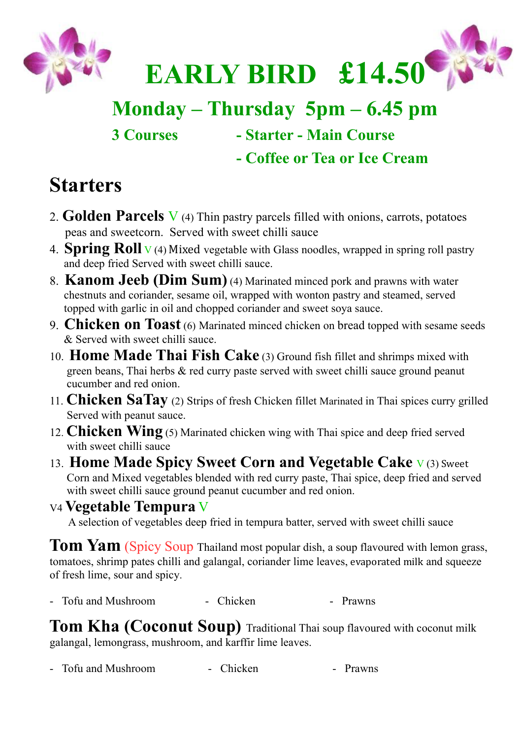# EARLY BIRD £14.50

## Monday – Thursday 5pm – 6.45 pm

**3 Courses** - Starter - Main Course
- Coffee or Tea or Ice Cream

## Starters

2. **Golden Parcels** V (4) Thin pastry parcels filled with onions, carrots, potatoes peas and sweetcorn. Served with sweet chilli sauce
4. **Spring Roll** V (4) Mixed vegetable with Glass noodles, wrapped in spring roll pastry and deep fried Served with sweet chilli sauce.
8. **Kanom Jeeb (Dim Sum)** (4) Marinated minced pork and prawns with water chestnuts and coriander, sesame oil, wrapped with wonton pastry and steamed, served topped with garlic in oil and chopped coriander and sweet soya sauce.
9. **Chicken on Toast** (6) Marinated minced chicken on bread topped with sesame seeds & Served with sweet chilli sauce.
10. **Home Made Thai Fish Cake** (3) Ground fish fillet and shrimps mixed with green beans, Thai herbs & red curry paste served with sweet chilli sauce ground peanut cucumber and red onion.
11. **Chicken SaTay** (2) Strips of fresh Chicken fillet Marinated in Thai spices curry grilled Served with peanut sauce.
12. **Chicken Wing** (5) Marinated chicken wing with Thai spice and deep fried served with sweet chilli sauce
13. **Home Made Spicy Sweet Corn and Vegetable Cake** V (3) Sweet Corn and Mixed vegetables blended with red curry paste, Thai spice, deep fried and served with sweet chilli sauce ground peanut cucumber and red onion.

V4 **Vegetable Tempura** V
A selection of vegetables deep fried in tempura batter, served with sweet chilli sauce

**Tom Yam** (Spicy Soup Thailand most popular dish, a soup flavoured with lemon grass, tomatoes, shrimp pates chilli and galangal, coriander lime leaves, evaporated milk and squeeze of fresh lime, sour and spicy.

- Tofu and Mushroom
- Chicken
- Prawns

**Tom Kha (Coconut Soup)** Traditional Thai soup flavoured with coconut milk galangal, lemongrass, mushroom, and karffir lime leaves.

- Tofu and Mushroom
- Chicken
- Prawns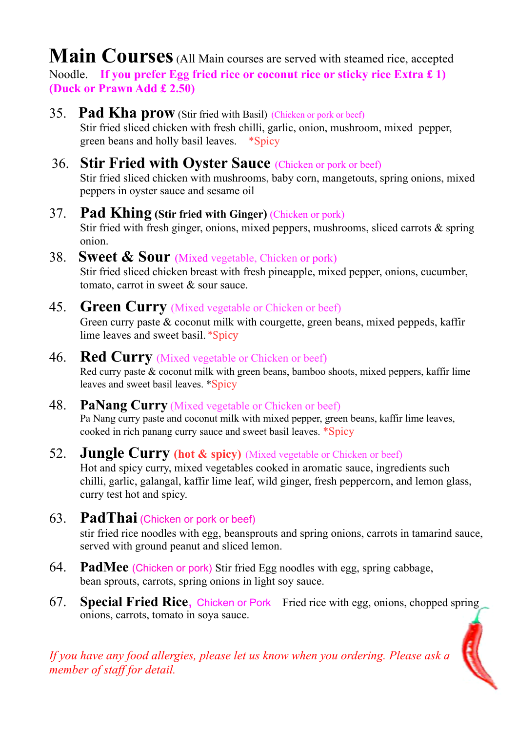# Main Courses

(All Main courses are served with steamed rice, accepted Noodle. **If you prefer Egg fried rice or coconut rice or sticky rice Extra £ 1) (Duck or Prawn Add £ 2.50)**

35. **Pad Kha prow** (Stir fried with Basil) (Chicken or pork or beef)
Stir fried sliced chicken with fresh chilli, garlic, onion, mushroom, mixed pepper, green beans and holly basil leaves. *Spicy

36. **Stir Fried with Oyster Sauce** (Chicken or pork or beef)
Stir fried sliced chicken with mushrooms, baby corn, mangetouts, spring onions, mixed peppers in oyster sauce and sesame oil

37. **Pad Khing (Stir fried with Ginger)** (Chicken or pork)
Stir fried with fresh ginger, onions, mixed peppers, mushrooms, sliced carrots & spring onion.

38. **Sweet & Sour** (Mixed vegetable, Chicken or pork)
Stir fried sliced chicken breast with fresh pineapple, mixed pepper, onions, cucumber, tomato, carrot in sweet & sour sauce.

45. **Green Curry** (Mixed vegetable or Chicken or beef)
Green curry paste & coconut milk with courgette, green beans, mixed peppeds, kaffir lime leaves and sweet basil. *Spicy

46. **Red Curry** (Mixed vegetable or Chicken or beef)
Red curry paste & coconut milk with green beans, bamboo shoots, mixed peppers, kaffir lime leaves and sweet basil leaves. *Spicy

48. **PaNang Curry** (Mixed vegetable or Chicken or beef)
Pa Nang curry paste and coconut milk with mixed pepper, green beans, kaffir lime leaves, cooked in rich panang curry sauce and sweet basil leaves. *Spicy

52. **Jungle Curry (hot & spicy)** (Mixed vegetable or Chicken or beef)
Hot and spicy curry, mixed vegetables cooked in aromatic sauce, ingredients such chilli, garlic, galangal, kaffir lime leaf, wild ginger, fresh peppercorn, and lemon glass, curry test hot and spicy.

63. **PadThai** (Chicken or pork or beef)
stir fried rice noodles with egg, beansprouts and spring onions, carrots in tamarind sauce, served with ground peanut and sliced lemon.

64. **PadMee** (Chicken or pork) Stir fried Egg noodles with egg, spring cabbage, bean sprouts, carrots, spring onions in light soy sauce.

67. **Special Fried Rice**, Chicken or Pork Fried rice with egg, onions, chopped spring onions, carrots, tomato in soya sauce.

*If you have any food allergies, please let us know when you ordering. Please ask a member of staff for detail.*